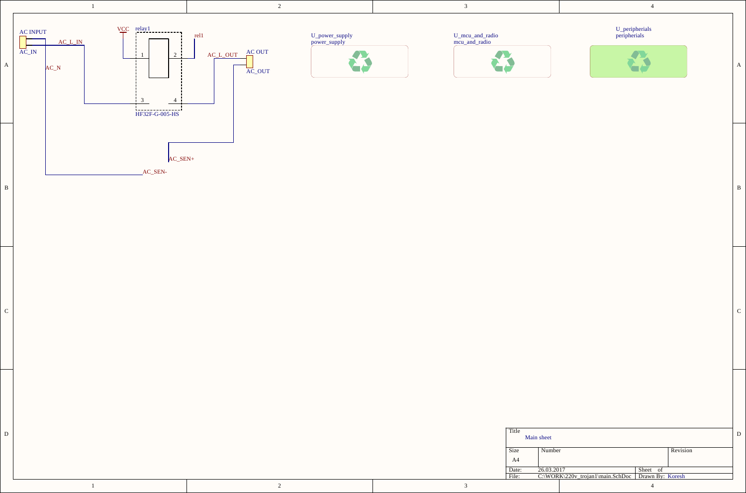AC INPUT

AC_IN

AC_L_IN

AC_N

VCC

relay1

rel1

1

2

3

4

HF32F-G-005-HS

AC_L_OUT

AC OUT

AC_OUT

AC_SEN+

AC_SEN-

U_power_supply
power_supply

U_mcu_and_radio
mcu_and_radio

U_peripherials
peripherials

| Title | Main sheet | | |
|---|---|---|---|
| Size | Number | | Revision |
| A4 | | | |
| Date: | 26.03.2017 | Sheet of | |
| File: | C:\WORK\220v_trojan1\main.SchDoc | Drawn By: Koresh | |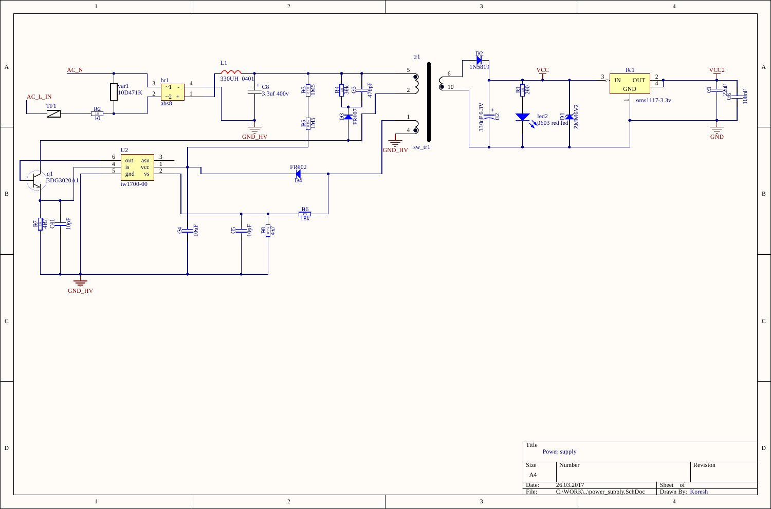AC_N

AC_L_IN

TF1

R2
1%
10

var1
10D471K

br1
~1 -
~2 +
abs8

L1
330UH 0401

C8
3.3uf 400v

GND_HV

R3
1M5

R5
1M5

R4
30k

C3
470pF

D3
FR107

tr1

sw_tr1

GND_HV

U2

| | | | |
|---|---|---|---|
| 6 | out | asu | 3 |
| 4 | is | vcc | 1 |
| 5 | gnd | vs | 2 |

iw1700-00

q1
3DG3020A1

R7
4K7

C41
10pF

GND_HV

C4
10uF

C5
10pF

R8
4K7

FR102
D4

R6
18k

D2
1N5819

C2
330uF 6.3V

VCC

R1
200

led2
0603 red led

D1
ZMM6V2

IC1

| | |
|---|---|
| IN | OUT |
| GND | |

ams1117-3.3v

VCC2

C1
2.2uF

C6
100nF

GND

| | | | |
|---|---|---|---|
| Title | Power supply | | |
| Size | Number | | Revision |
| A4 | | | |
| Date: | 26.03.2017 | Sheet of | |
| File: | C:\WORK\..\power_supply.SchDoc | Drawn By: Koresh | |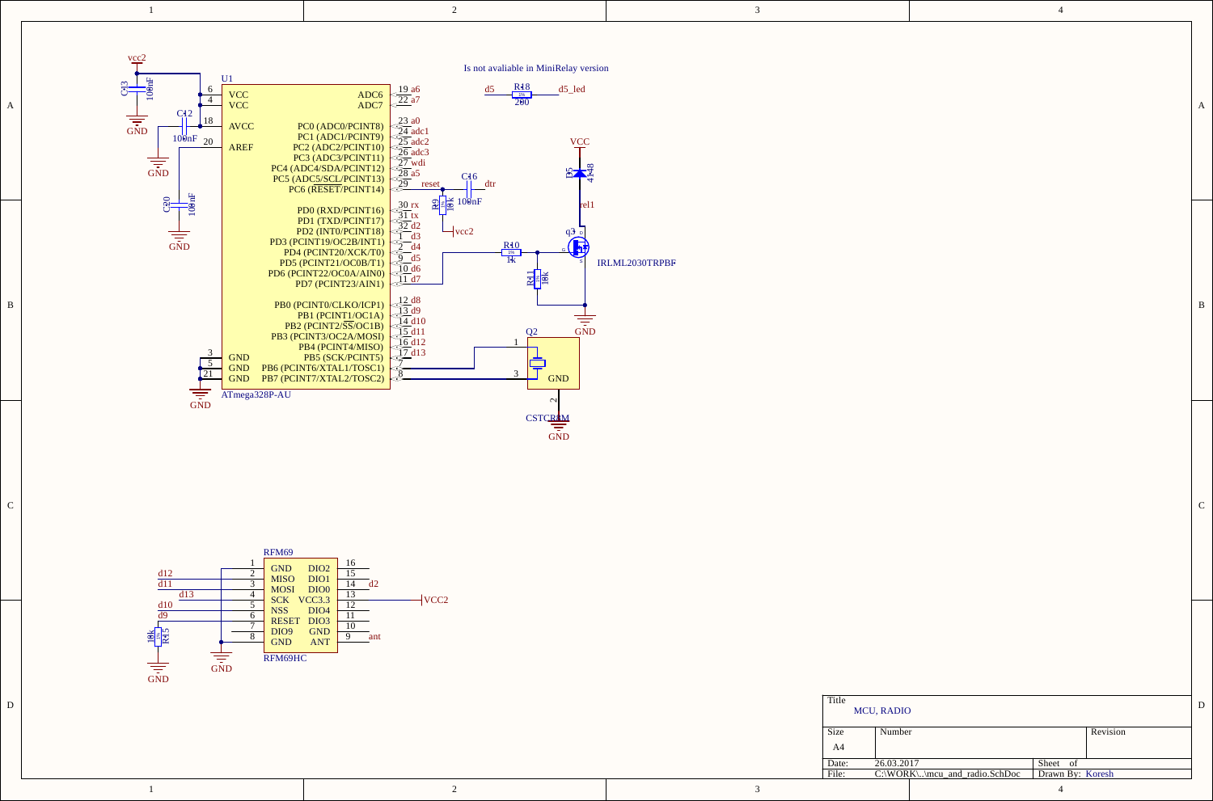Is not avaliable in MiniRelay version

| Title | MCU, RADIO | |
|---|---|---|
| Size | Number | Revision |
| A4 | | |
| Date: | 26.03.2017 | Sheet of |
| File: | C:\WORK\..\mcu_and_radio.SchDoc | Drawn By: Koresh |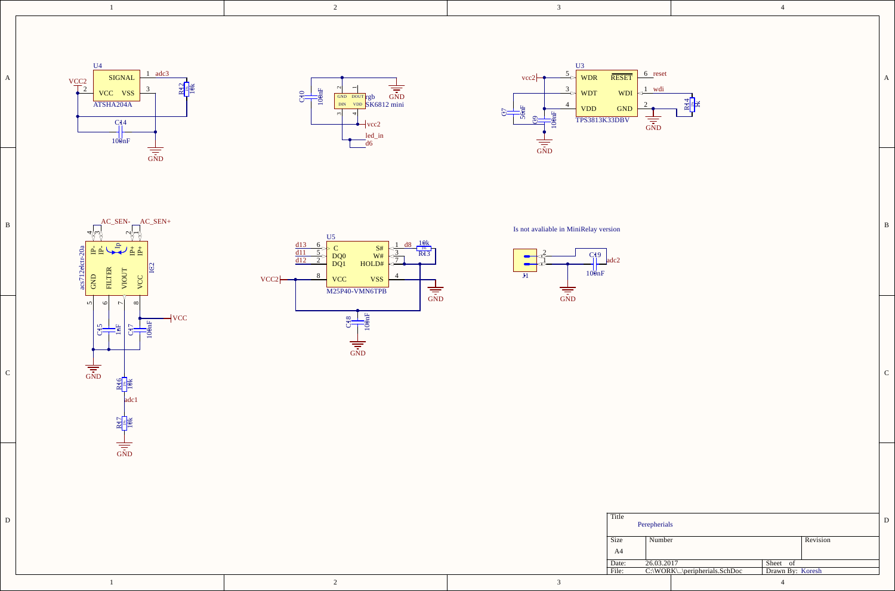U4
ATSHA204A
SIGNAL 1 adc3
VCC2 2 VCC VSS 3
R42 10k
C14 100nF
GND

C10 100nF
GND DOUT DIN VDD
rgb SK6812 mini
GND
vcc2
led_in d6

U3
TPS3813K33DBV
vcc2 5 WDR RESET 6 reset
3 WDT WDI 1 wdi
4 VDD GND 2
C7 50nF
C9 100nF
R44 1k
GND
GND

AC_SEN- AC_SEN+
IC2
acs712elctr-20a
IP- IP- Ip IP+ IP+
GND FILTER VIOUT VCC
C15 1nF
C17 100nF
VCC
GND
R46 10k
adc1
R47 10k
GND

U5
M25P40-VMN6TPB
d13 6 C S# 1 d8 10k R43
d11 5 DQ0 W# 3
d12 2 DQ1 HOLD# 7
VCC2 8 VCC VSS 4
GND
C48 100nF
GND

Is not avaliable in MiniRelay version
J1
C49 100nF
adc2
GND

| | | | |
|---|---|---|---|
| Title | Perepherials | | |
| Size A4 | Number | | Revision |
| Date: 26.03.2017 | | Sheet of | |
| File: C:\WORK\..\peripherials.SchDoc | | Drawn By: Koresh | |